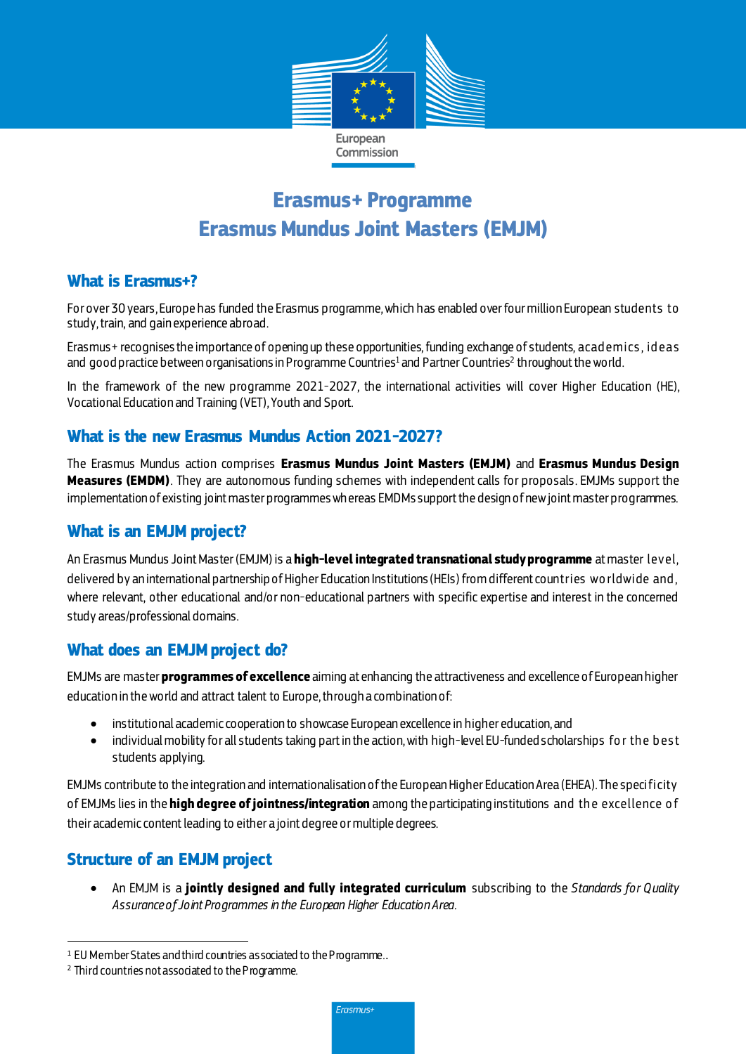# Erasmus+ Programme
# Erasmus Mundus Joint Masters (EMJM)

## What is Erasmus+?

For over 30 years, Europe has funded the Erasmus programme, which has enabled over four million European students to study, train, and gain experience abroad.

Erasmus+ recognises the importance of opening up these opportunities, funding exchange of students, academics, ideas and good practice between organisations in Programme Countries[1] and Partner Countries[2] throughout the world.

In the framework of the new programme 2021-2027, the international activities will cover Higher Education (HE), Vocational Education and Training (VET), Youth and Sport.

## What is the new Erasmus Mundus Action 2021-2027?

The Erasmus Mundus action comprises **Erasmus Mundus Joint Masters (EMJM)** and **Erasmus Mundus Design Measures (EMDM)**. They are autonomous funding schemes with independent calls for proposals. EMJMs support the implementation of existing joint master programmes whereas EMDMs support the design of new joint master programmes.

## What is an EMJM project?

An Erasmus Mundus Joint Master (EMJM) is a **high-level integrated transnational study programme** at master level, delivered by an international partnership of Higher Education Institutions (HEIs) from different countries worldwide and, where relevant, other educational and/or non-educational partners with specific expertise and interest in the concerned study areas/professional domains.

## What does an EMJM project do?

EMJMs are master **programmes of excellence** aiming at enhancing the attractiveness and excellence of European higher education in the world and attract talent to Europe, through a combination of:

- institutional academic cooperation to showcase European excellence in higher education, and
- individual mobility for all students taking part in the action, with high-level EU-funded scholarships for the best students applying.

EMJMs contribute to the integration and internationalisation of the European Higher Education Area (EHEA). The specificity of EMJMs lies in the **high degree of jointness/integration** among the participating institutions and the excellence of their academic content leading to either a joint degree or multiple degrees.

## Structure of an EMJM project

- An EMJM is a **jointly designed and fully integrated curriculum** subscribing to the *Standards for Quality Assurance of Joint Programmes in the European Higher Education Area.*

---

[1] EU Member States and third countries associated to the Programme..

[2] Third countries not associated to the Programme.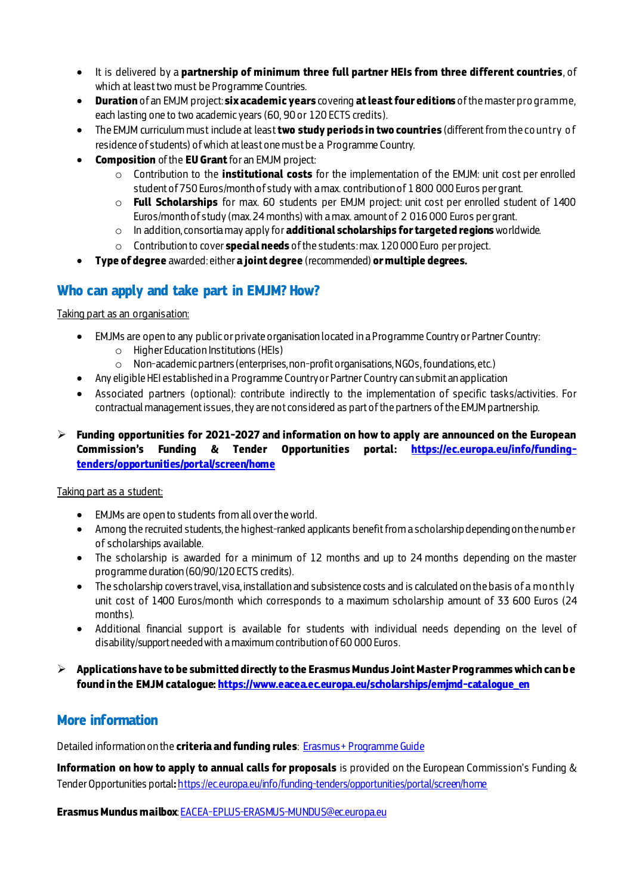- It is delivered by a **partnership of minimum three full partner HEIs from three different countries**, of which at least two must be Programme Countries.
- **Duration** of an EMJM project: **six academic years** covering **at least four editions** of the master programme, each lasting one to two academic years (60, 90 or 120 ECTS credits).
- The EMJM curriculum must include at least **two study periods in two countries** (different from the country of residence of students) of which at least one must be a Programme Country.
- **Composition** of the **EU Grant** for an EMJM project:
  - Contribution to the **institutional costs** for the implementation of the EMJM: unit cost per enrolled student of 750 Euros/month of study with a max. contribution of 1 800 000 Euros per grant.
  - **Full Scholarships** for max. 60 students per EMJM project: unit cost per enrolled student of 1400 Euros/month of study (max. 24 months) with a max. amount of 2 016 000 Euros per grant.
  - In addition, consortia may apply for **additional scholarships for targeted regions** worldwide.
  - Contribution to cover **special needs** of the students: max. 120 000 Euro per project.
- **Type of degree** awarded: either **a joint degree** (recommended) **or multiple degrees.**

## Who can apply and take part in EMJM? How?

Taking part as an organisation:

- EMJMs are open to any public or private organisation located in a Programme Country or Partner Country:
  - Higher Education Institutions (HEIs)
  - Non-academic partners (enterprises, non-profit organisations, NGOs, foundations, etc.)
- Any eligible HEI established in a Programme Country or Partner Country can submit an application
- Associated partners (optional): contribute indirectly to the implementation of specific tasks/activities. For contractual management issues, they are not considered as part of the partners of the EMJM partnership.

➢ **Funding opportunities for 2021-2027 and information on how to apply are announced on the European Commission's Funding & Tender Opportunities portal: [https://ec.europa.eu/info/funding-tenders/opportunities/portal/screen/home](https://ec.europa.eu/info/funding-tenders/opportunities/portal/screen/home)**

Taking part as a student:

- EMJMs are open to students from all over the world.
- Among the recruited students, the highest-ranked applicants benefit from a scholarship depending on the number of scholarships available.
- The scholarship is awarded for a minimum of 12 months and up to 24 months depending on the master programme duration (60/90/120 ECTS credits).
- The scholarship covers travel, visa, installation and subsistence costs and is calculated on the basis of a monthly unit cost of 1400 Euros/month which corresponds to a maximum scholarship amount of 33 600 Euros (24 months).
- Additional financial support is available for students with individual needs depending on the level of disability/support needed with a maximum contribution of 60 000 Euros.

➢ **Applications have to be submitted directly to the Erasmus Mundus Joint Master Programmes which can be found in the EMJM catalogue: [https://www.eacea.ec.europa.eu/scholarships/emjmd-catalogue_en](https://www.eacea.ec.europa.eu/scholarships/emjmd-catalogue_en)**

## More information

Detailed information on the **criteria and funding rules**: [Erasmus+ Programme Guide]()

**Information on how to apply to annual calls for proposals** is provided on the European Commission's Funding & Tender Opportunities portal**:** [https://ec.europa.eu/info/funding-tenders/opportunities/portal/screen/home](https://ec.europa.eu/info/funding-tenders/opportunities/portal/screen/home)

**Erasmus Mundus mailbox**: [EACEA-EPLUS-ERASMUS-MUNDUS@ec.europa.eu](mailto:EACEA-EPLUS-ERASMUS-MUNDUS@ec.europa.eu)